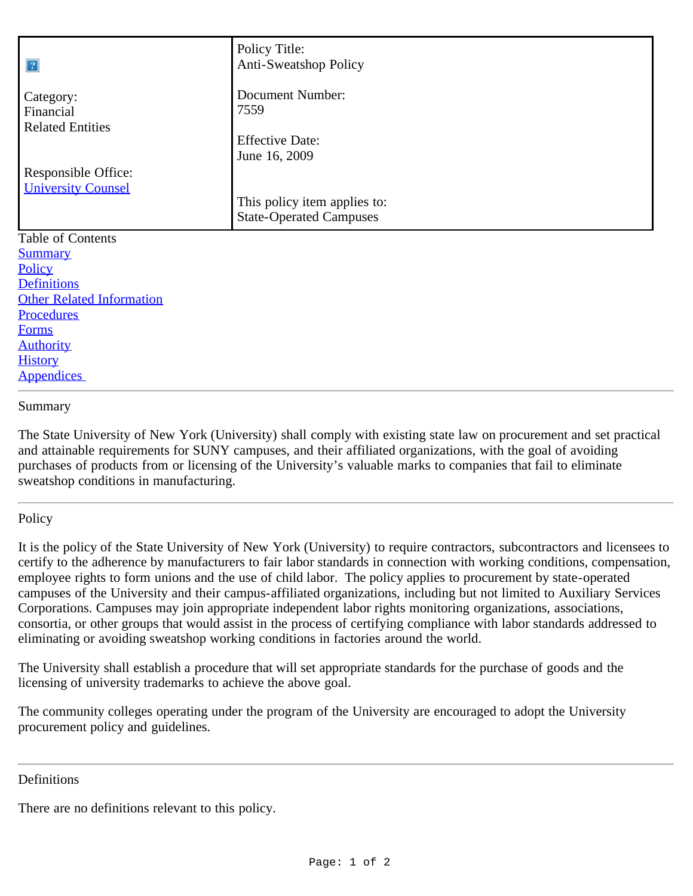| | |
|---|---|
| Category:<br>Financial<br>Related Entities<br><br>Responsible Office:<br>University Counsel | Policy Title:<br>Anti-Sweatshop Policy<br><br>Document Number:<br>7559<br><br>Effective Date:<br>June 16, 2009<br><br>This policy item applies to:<br>State-Operated Campuses |

Table of Contents

- Summary
- Policy
- Definitions
- Other Related Information
- Procedures
- Forms
- Authority
- History
- Appendices

---

## Summary

The State University of New York (University) shall comply with existing state law on procurement and set practical and attainable requirements for SUNY campuses, and their affiliated organizations, with the goal of avoiding purchases of products from or licensing of the University's valuable marks to companies that fail to eliminate sweatshop conditions in manufacturing.

---

## Policy

It is the policy of the State University of New York (University) to require contractors, subcontractors and licensees to certify to the adherence by manufacturers to fair labor standards in connection with working conditions, compensation, employee rights to form unions and the use of child labor. The policy applies to procurement by state-operated campuses of the University and their campus-affiliated organizations, including but not limited to Auxiliary Services Corporations. Campuses may join appropriate independent labor rights monitoring organizations, associations, consortia, or other groups that would assist in the process of certifying compliance with labor standards addressed to eliminating or avoiding sweatshop working conditions in factories around the world.

The University shall establish a procedure that will set appropriate standards for the purchase of goods and the licensing of university trademarks to achieve the above goal.

The community colleges operating under the program of the University are encouraged to adopt the University procurement policy and guidelines.

---

## Definitions

There are no definitions relevant to this policy.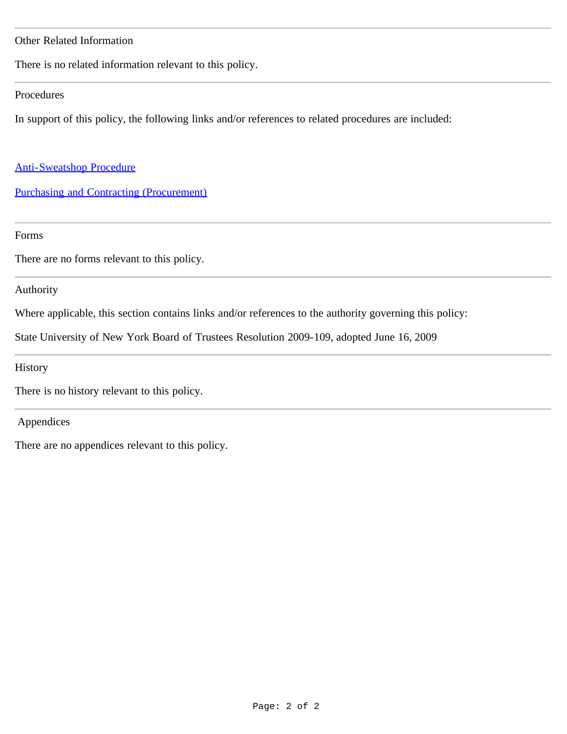---

## Other Related Information

There is no related information relevant to this policy.

---

## Procedures

In support of this policy, the following links and/or references to related procedures are included:

[Anti-Sweatshop Procedure]

[Purchasing and Contracting (Procurement)]

---

## Forms

There are no forms relevant to this policy.

---

## Authority

Where applicable, this section contains links and/or references to the authority governing this policy:

State University of New York Board of Trustees Resolution 2009-109, adopted June 16, 2009

---

## History

There is no history relevant to this policy.

---

## Appendices

There are no appendices relevant to this policy.